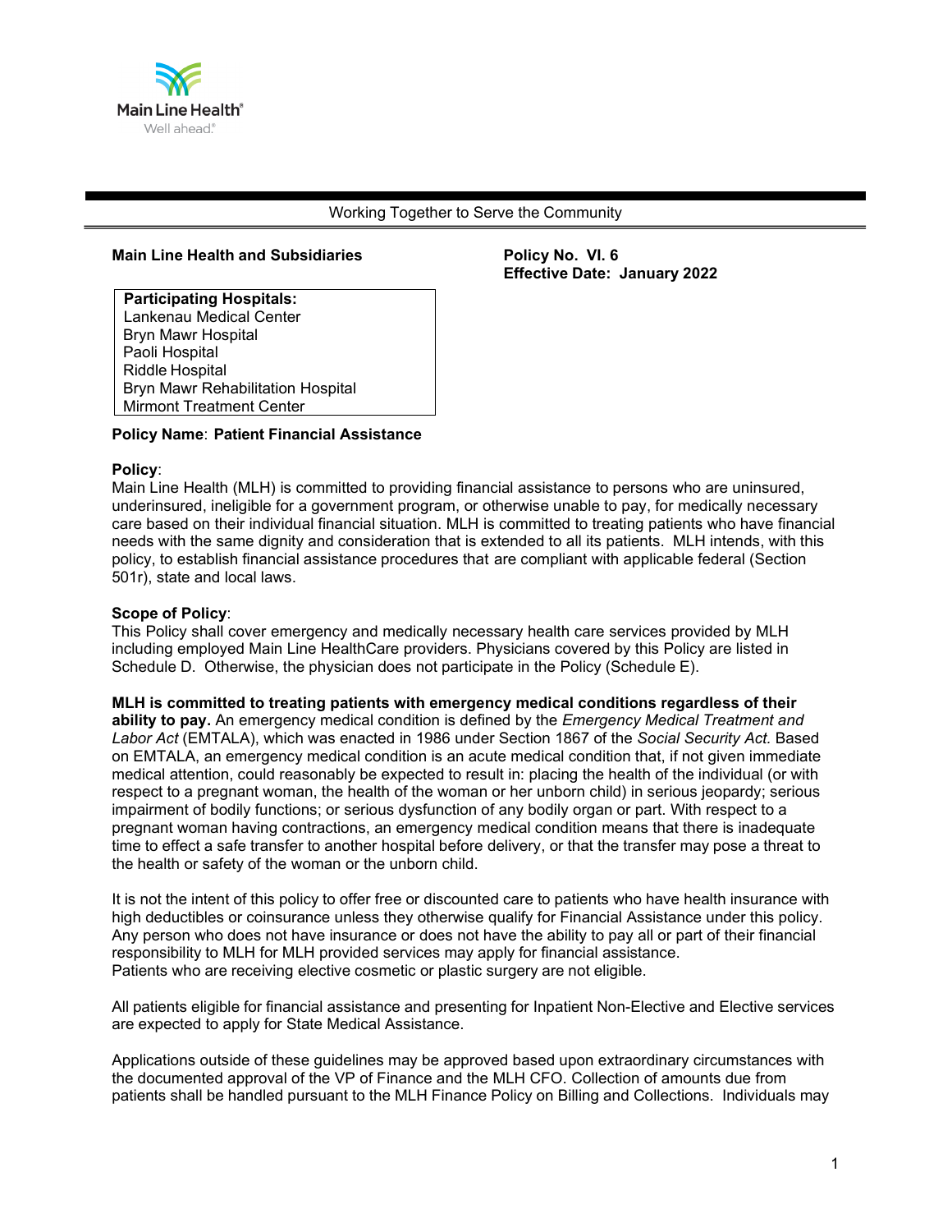Working Together to Serve the Community

**Main Line Health and Subsidiaries**

**Policy No. VI. 6**
**Effective Date: January 2022**

| **Participating Hospitals:** |
|---|
| Lankenau Medical Center |
| Bryn Mawr Hospital |
| Paoli Hospital |
| Riddle Hospital |
| Bryn Mawr Rehabilitation Hospital |
| Mirmont Treatment Center |

**Policy Name**: **Patient Financial Assistance**

**Policy**:
Main Line Health (MLH) is committed to providing financial assistance to persons who are uninsured, underinsured, ineligible for a government program, or otherwise unable to pay, for medically necessary care based on their individual financial situation. MLH is committed to treating patients who have financial needs with the same dignity and consideration that is extended to all its patients. MLH intends, with this policy, to establish financial assistance procedures that are compliant with applicable federal (Section 501r), state and local laws.

**Scope of Policy**:
This Policy shall cover emergency and medically necessary health care services provided by MLH including employed Main Line HealthCare providers. Physicians covered by this Policy are listed in Schedule D. Otherwise, the physician does not participate in the Policy (Schedule E).

**MLH is committed to treating patients with emergency medical conditions regardless of their ability to pay.** An emergency medical condition is defined by the *Emergency Medical Treatment and Labor Act* (EMTALA), which was enacted in 1986 under Section 1867 of the *Social Security Act.* Based on EMTALA, an emergency medical condition is an acute medical condition that, if not given immediate medical attention, could reasonably be expected to result in: placing the health of the individual (or with respect to a pregnant woman, the health of the woman or her unborn child) in serious jeopardy; serious impairment of bodily functions; or serious dysfunction of any bodily organ or part. With respect to a pregnant woman having contractions, an emergency medical condition means that there is inadequate time to effect a safe transfer to another hospital before delivery, or that the transfer may pose a threat to the health or safety of the woman or the unborn child.

It is not the intent of this policy to offer free or discounted care to patients who have health insurance with high deductibles or coinsurance unless they otherwise qualify for Financial Assistance under this policy. Any person who does not have insurance or does not have the ability to pay all or part of their financial responsibility to MLH for MLH provided services may apply for financial assistance.
Patients who are receiving elective cosmetic or plastic surgery are not eligible.

All patients eligible for financial assistance and presenting for Inpatient Non-Elective and Elective services are expected to apply for State Medical Assistance.

Applications outside of these guidelines may be approved based upon extraordinary circumstances with the documented approval of the VP of Finance and the MLH CFO. Collection of amounts due from patients shall be handled pursuant to the MLH Finance Policy on Billing and Collections. Individuals may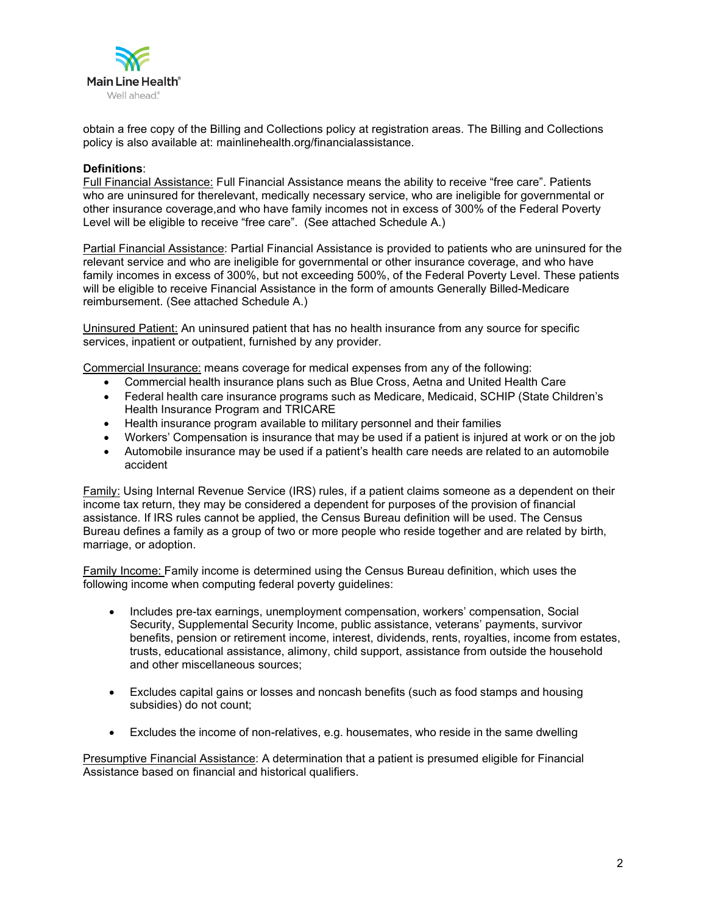obtain a free copy of the Billing and Collections policy at registration areas. The Billing and Collections policy is also available at: mainlinehealth.org/financialassistance.

**Definitions**:

Full Financial Assistance: Full Financial Assistance means the ability to receive "free care". Patients who are uninsured for therelevant, medically necessary service, who are ineligible for governmental or other insurance coverage,and who have family incomes not in excess of 300% of the Federal Poverty Level will be eligible to receive "free care". (See attached Schedule A.)

Partial Financial Assistance: Partial Financial Assistance is provided to patients who are uninsured for the relevant service and who are ineligible for governmental or other insurance coverage, and who have family incomes in excess of 300%, but not exceeding 500%, of the Federal Poverty Level. These patients will be eligible to receive Financial Assistance in the form of amounts Generally Billed-Medicare reimbursement. (See attached Schedule A.)

Uninsured Patient: An uninsured patient that has no health insurance from any source for specific services, inpatient or outpatient, furnished by any provider.

Commercial Insurance: means coverage for medical expenses from any of the following:

- Commercial health insurance plans such as Blue Cross, Aetna and United Health Care
- Federal health care insurance programs such as Medicare, Medicaid, SCHIP (State Children's Health Insurance Program and TRICARE
- Health insurance program available to military personnel and their families
- Workers' Compensation is insurance that may be used if a patient is injured at work or on the job
- Automobile insurance may be used if a patient's health care needs are related to an automobile accident

Family: Using Internal Revenue Service (IRS) rules, if a patient claims someone as a dependent on their income tax return, they may be considered a dependent for purposes of the provision of financial assistance. If IRS rules cannot be applied, the Census Bureau definition will be used. The Census Bureau defines a family as a group of two or more people who reside together and are related by birth, marriage, or adoption.

Family Income: Family income is determined using the Census Bureau definition, which uses the following income when computing federal poverty guidelines:

- Includes pre-tax earnings, unemployment compensation, workers' compensation, Social Security, Supplemental Security Income, public assistance, veterans' payments, survivor benefits, pension or retirement income, interest, dividends, rents, royalties, income from estates, trusts, educational assistance, alimony, child support, assistance from outside the household and other miscellaneous sources;

- Excludes capital gains or losses and noncash benefits (such as food stamps and housing subsidies) do not count;

- Excludes the income of non-relatives, e.g. housemates, who reside in the same dwelling

Presumptive Financial Assistance: A determination that a patient is presumed eligible for Financial Assistance based on financial and historical qualifiers.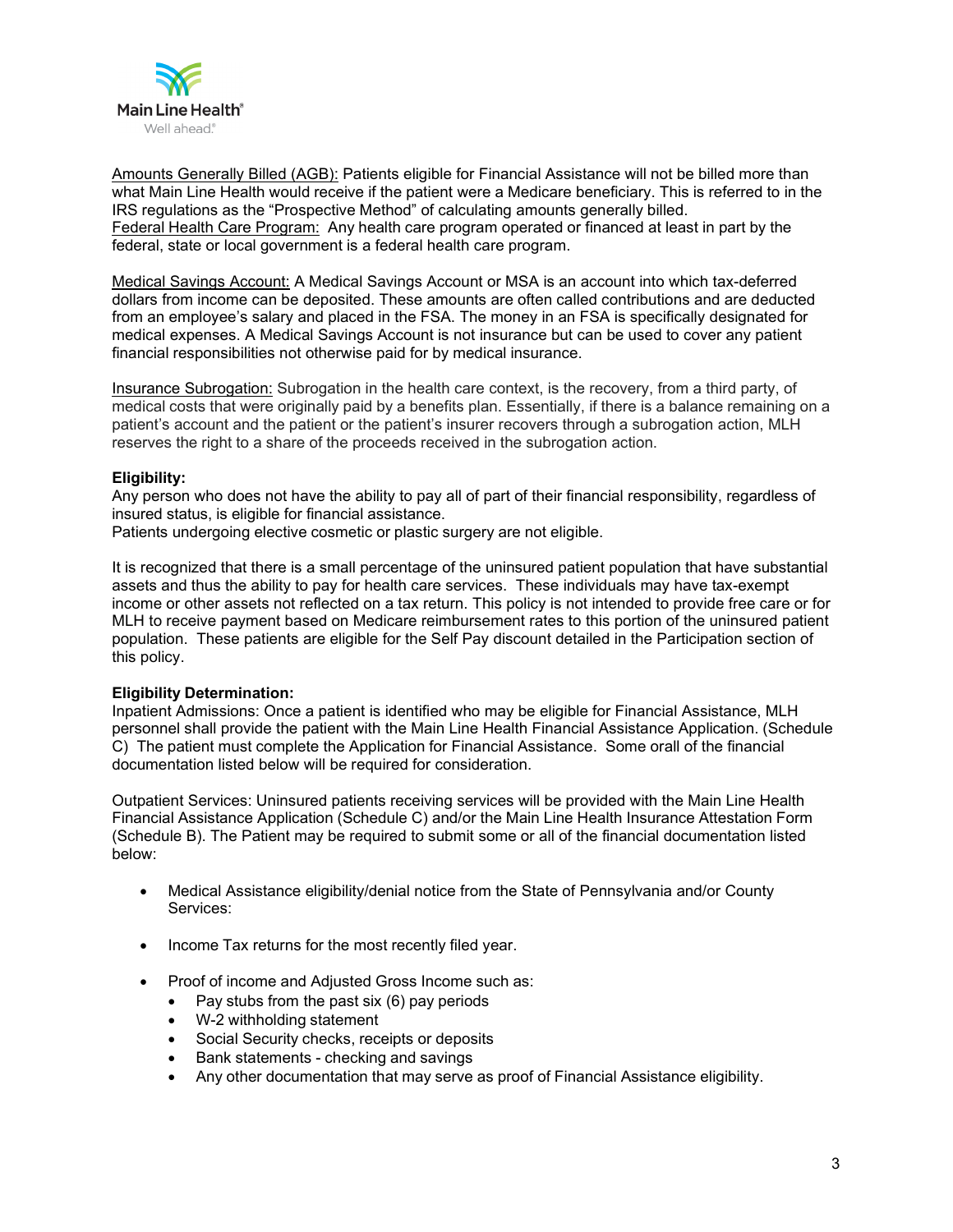Amounts Generally Billed (AGB): Patients eligible for Financial Assistance will not be billed more than what Main Line Health would receive if the patient were a Medicare beneficiary. This is referred to in the IRS regulations as the "Prospective Method" of calculating amounts generally billed.
Federal Health Care Program: Any health care program operated or financed at least in part by the federal, state or local government is a federal health care program.

Medical Savings Account: A Medical Savings Account or MSA is an account into which tax-deferred dollars from income can be deposited. These amounts are often called contributions and are deducted from an employee's salary and placed in the FSA. The money in an FSA is specifically designated for medical expenses. A Medical Savings Account is not insurance but can be used to cover any patient financial responsibilities not otherwise paid for by medical insurance.

Insurance Subrogation: Subrogation in the health care context, is the recovery, from a third party, of medical costs that were originally paid by a benefits plan. Essentially, if there is a balance remaining on a patient's account and the patient or the patient's insurer recovers through a subrogation action, MLH reserves the right to a share of the proceeds received in the subrogation action.

**Eligibility:**
Any person who does not have the ability to pay all of part of their financial responsibility, regardless of insured status, is eligible for financial assistance.
Patients undergoing elective cosmetic or plastic surgery are not eligible.

It is recognized that there is a small percentage of the uninsured patient population that have substantial assets and thus the ability to pay for health care services. These individuals may have tax-exempt income or other assets not reflected on a tax return. This policy is not intended to provide free care or for MLH to receive payment based on Medicare reimbursement rates to this portion of the uninsured patient population. These patients are eligible for the Self Pay discount detailed in the Participation section of this policy.

**Eligibility Determination:**
Inpatient Admissions: Once a patient is identified who may be eligible for Financial Assistance, MLH personnel shall provide the patient with the Main Line Health Financial Assistance Application. (Schedule C) The patient must complete the Application for Financial Assistance. Some orall of the financial documentation listed below will be required for consideration.

Outpatient Services: Uninsured patients receiving services will be provided with the Main Line Health Financial Assistance Application (Schedule C) and/or the Main Line Health Insurance Attestation Form (Schedule B). The Patient may be required to submit some or all of the financial documentation listed below:

- Medical Assistance eligibility/denial notice from the State of Pennsylvania and/or County Services:
- Income Tax returns for the most recently filed year.
- Proof of income and Adjusted Gross Income such as:
  - Pay stubs from the past six (6) pay periods
  - W-2 withholding statement
  - Social Security checks, receipts or deposits
  - Bank statements - checking and savings
  - Any other documentation that may serve as proof of Financial Assistance eligibility.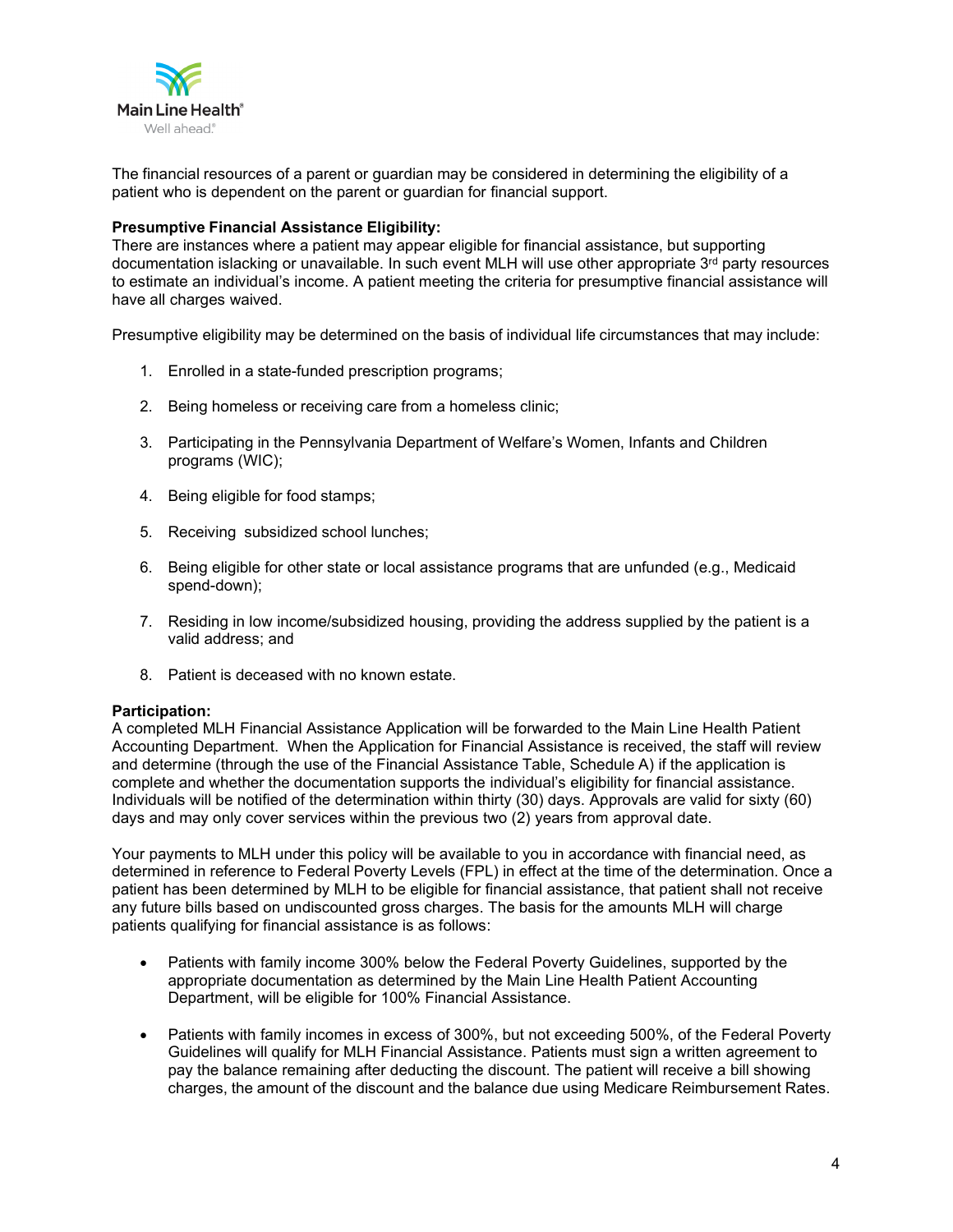The financial resources of a parent or guardian may be considered in determining the eligibility of a patient who is dependent on the parent or guardian for financial support.

**Presumptive Financial Assistance Eligibility:**
There are instances where a patient may appear eligible for financial assistance, but supporting documentation islacking or unavailable. In such event MLH will use other appropriate 3rd party resources to estimate an individual's income. A patient meeting the criteria for presumptive financial assistance will have all charges waived.

Presumptive eligibility may be determined on the basis of individual life circumstances that may include:

1. Enrolled in a state-funded prescription programs;
2. Being homeless or receiving care from a homeless clinic;
3. Participating in the Pennsylvania Department of Welfare's Women, Infants and Children programs (WIC);
4. Being eligible for food stamps;
5. Receiving subsidized school lunches;
6. Being eligible for other state or local assistance programs that are unfunded (e.g., Medicaid spend-down);
7. Residing in low income/subsidized housing, providing the address supplied by the patient is a valid address; and
8. Patient is deceased with no known estate.

**Participation:**
A completed MLH Financial Assistance Application will be forwarded to the Main Line Health Patient Accounting Department. When the Application for Financial Assistance is received, the staff will review and determine (through the use of the Financial Assistance Table, Schedule A) if the application is complete and whether the documentation supports the individual's eligibility for financial assistance. Individuals will be notified of the determination within thirty (30) days. Approvals are valid for sixty (60) days and may only cover services within the previous two (2) years from approval date.

Your payments to MLH under this policy will be available to you in accordance with financial need, as determined in reference to Federal Poverty Levels (FPL) in effect at the time of the determination. Once a patient has been determined by MLH to be eligible for financial assistance, that patient shall not receive any future bills based on undiscounted gross charges. The basis for the amounts MLH will charge patients qualifying for financial assistance is as follows:

- Patients with family income 300% below the Federal Poverty Guidelines, supported by the appropriate documentation as determined by the Main Line Health Patient Accounting Department, will be eligible for 100% Financial Assistance.
- Patients with family incomes in excess of 300%, but not exceeding 500%, of the Federal Poverty Guidelines will qualify for MLH Financial Assistance. Patients must sign a written agreement to pay the balance remaining after deducting the discount. The patient will receive a bill showing charges, the amount of the discount and the balance due using Medicare Reimbursement Rates.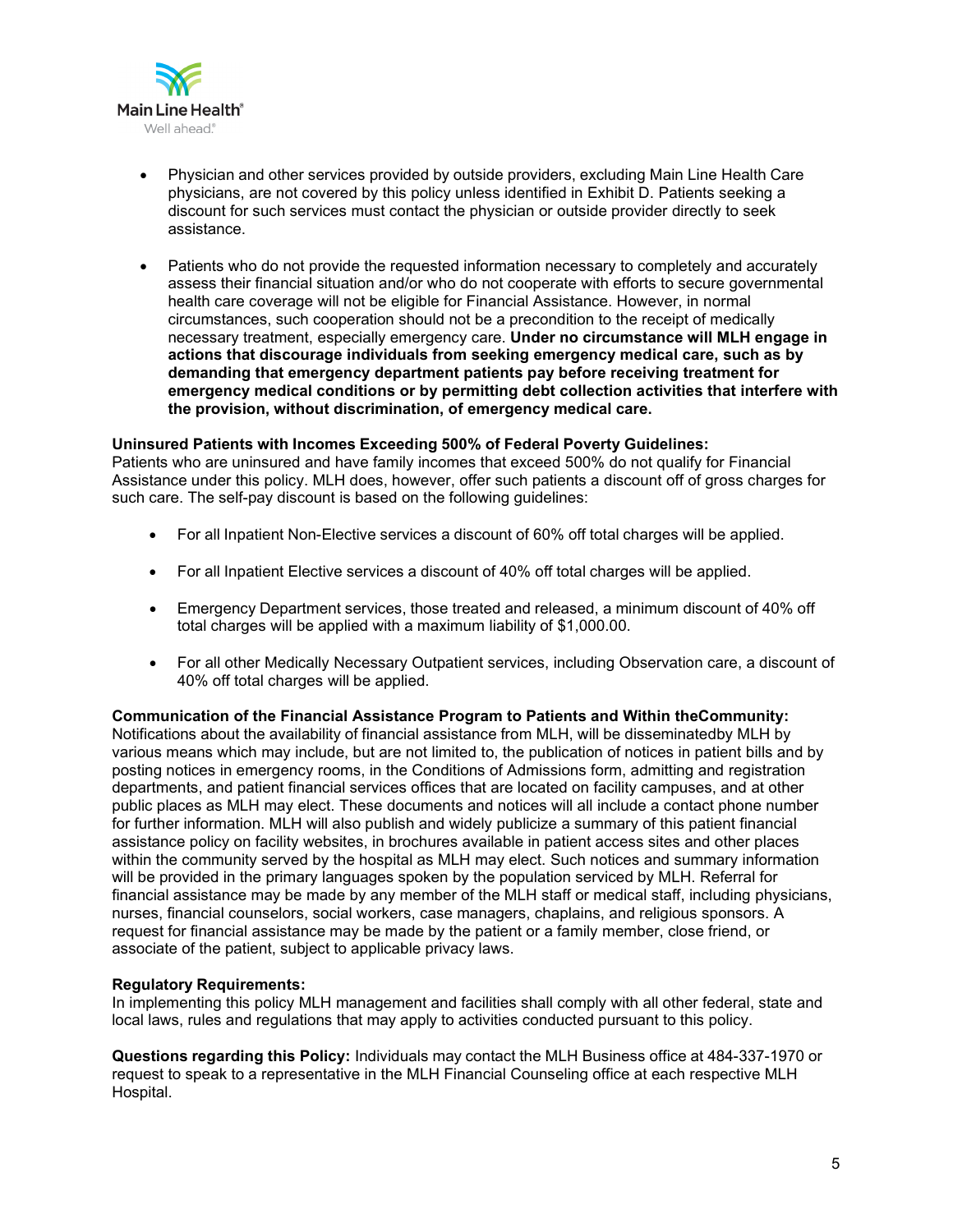- Physician and other services provided by outside providers, excluding Main Line Health Care physicians, are not covered by this policy unless identified in Exhibit D. Patients seeking a discount for such services must contact the physician or outside provider directly to seek assistance.

- Patients who do not provide the requested information necessary to completely and accurately assess their financial situation and/or who do not cooperate with efforts to secure governmental health care coverage will not be eligible for Financial Assistance. However, in normal circumstances, such cooperation should not be a precondition to the receipt of medically necessary treatment, especially emergency care. **Under no circumstance will MLH engage in actions that discourage individuals from seeking emergency medical care, such as by demanding that emergency department patients pay before receiving treatment for emergency medical conditions or by permitting debt collection activities that interfere with the provision, without discrimination, of emergency medical care.**

**Uninsured Patients with Incomes Exceeding 500% of Federal Poverty Guidelines:**
Patients who are uninsured and have family incomes that exceed 500% do not qualify for Financial Assistance under this policy. MLH does, however, offer such patients a discount off of gross charges for such care. The self-pay discount is based on the following guidelines:

- For all Inpatient Non-Elective services a discount of 60% off total charges will be applied.

- For all Inpatient Elective services a discount of 40% off total charges will be applied.

- Emergency Department services, those treated and released, a minimum discount of 40% off total charges will be applied with a maximum liability of $1,000.00.

- For all other Medically Necessary Outpatient services, including Observation care, a discount of 40% off total charges will be applied.

**Communication of the Financial Assistance Program to Patients and Within theCommunity:**
Notifications about the availability of financial assistance from MLH, will be disseminatedby MLH by various means which may include, but are not limited to, the publication of notices in patient bills and by posting notices in emergency rooms, in the Conditions of Admissions form, admitting and registration departments, and patient financial services offices that are located on facility campuses, and at other public places as MLH may elect. These documents and notices will all include a contact phone number for further information. MLH will also publish and widely publicize a summary of this patient financial assistance policy on facility websites, in brochures available in patient access sites and other places within the community served by the hospital as MLH may elect. Such notices and summary information will be provided in the primary languages spoken by the population serviced by MLH. Referral for financial assistance may be made by any member of the MLH staff or medical staff, including physicians, nurses, financial counselors, social workers, case managers, chaplains, and religious sponsors. A request for financial assistance may be made by the patient or a family member, close friend, or associate of the patient, subject to applicable privacy laws.

**Regulatory Requirements:**
In implementing this policy MLH management and facilities shall comply with all other federal, state and local laws, rules and regulations that may apply to activities conducted pursuant to this policy.

**Questions regarding this Policy:** Individuals may contact the MLH Business office at 484-337-1970 or request to speak to a representative in the MLH Financial Counseling office at each respective MLH Hospital.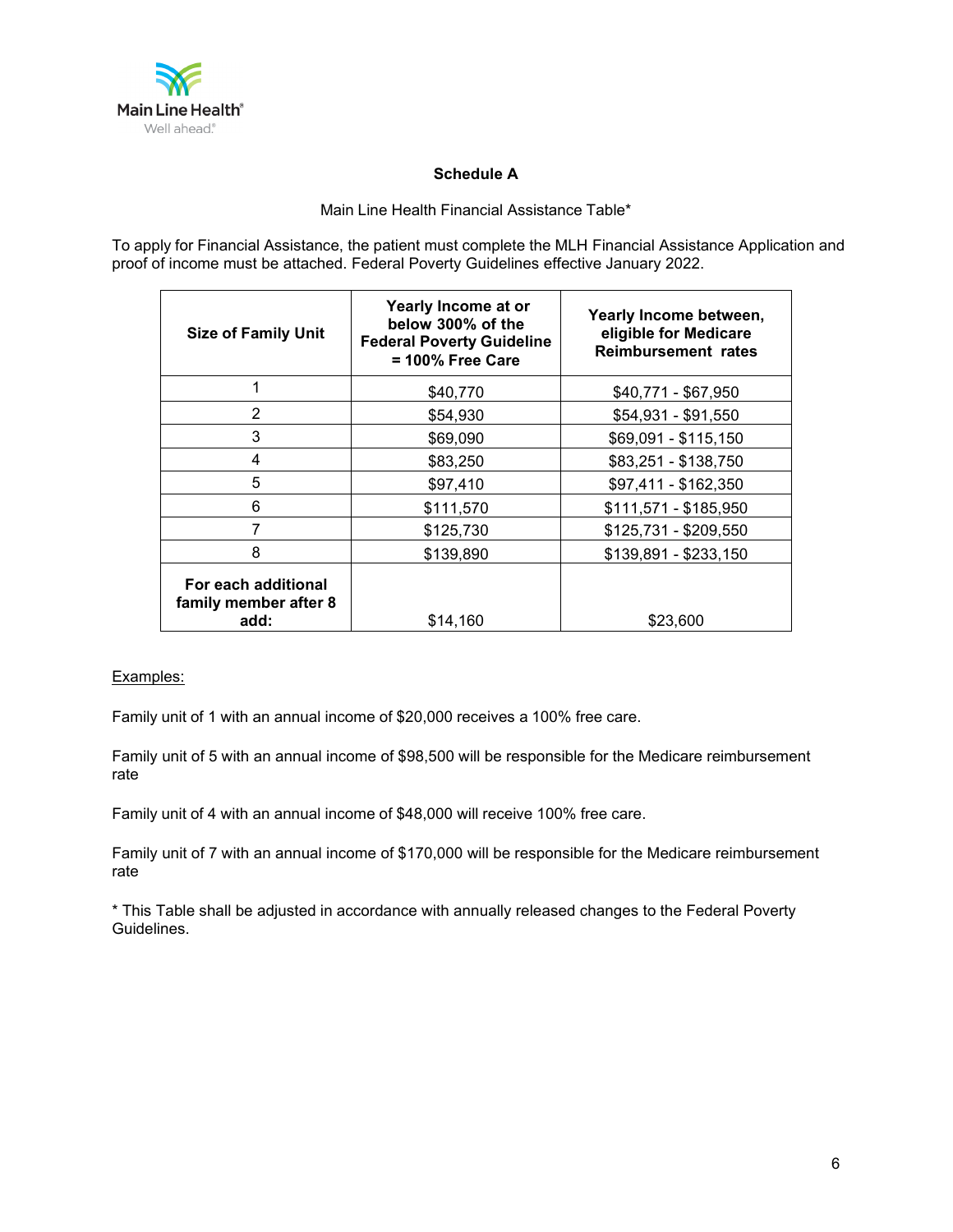## Schedule A

Main Line Health Financial Assistance Table*

To apply for Financial Assistance, the patient must complete the MLH Financial Assistance Application and proof of income must be attached. Federal Poverty Guidelines effective January 2022.

| Size of Family Unit | Yearly Income at or below 300% of the Federal Poverty Guideline = 100% Free Care | Yearly Income between, eligible for Medicare Reimbursement rates |
|---|---|---|
| 1 | $40,770 | $40,771 - $67,950 |
| 2 | $54,930 | $54,931 - $91,550 |
| 3 | $69,090 | $69,091 - $115,150 |
| 4 | $83,250 | $83,251 - $138,750 |
| 5 | $97,410 | $97,411 - $162,350 |
| 6 | $111,570 | $111,571 - $185,950 |
| 7 | $125,730 | $125,731 - $209,550 |
| 8 | $139,890 | $139,891 - $233,150 |
| **For each additional family member after 8 add:** | $14,160 | $23,600 |

Examples:

Family unit of 1 with an annual income of $20,000 receives a 100% free care.

Family unit of 5 with an annual income of $98,500 will be responsible for the Medicare reimbursement rate

Family unit of 4 with an annual income of $48,000 will receive 100% free care.

Family unit of 7 with an annual income of $170,000 will be responsible for the Medicare reimbursement rate

* This Table shall be adjusted in accordance with annually released changes to the Federal Poverty Guidelines.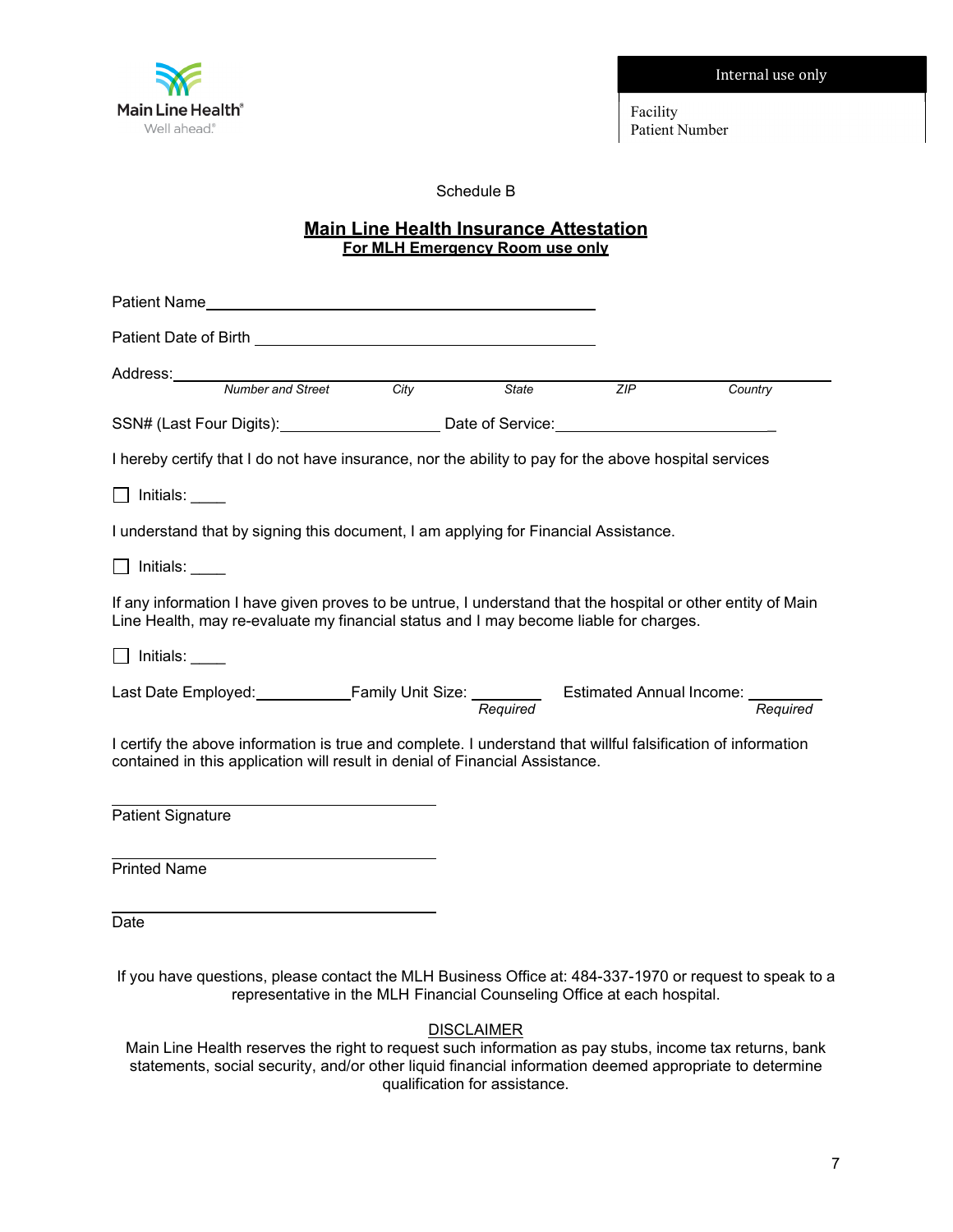Main Line Health
Well ahead.

| Internal use only |
| --- |
| Facility<br>Patient Number |

Schedule B

## Main Line Health Insurance Attestation

**For MLH Emergency Room use only**

Patient Name\_\_\_\_\_\_\_\_\_\_\_\_\_\_\_\_\_\_\_\_\_\_\_\_\_\_\_\_\_\_\_\_\_\_\_\_\_\_\_\_

Patient Date of Birth \_\_\_\_\_\_\_\_\_\_\_\_\_\_\_\_\_\_\_\_\_\_\_\_\_\_\_\_\_\_\_\_\_\_\_\_

Address:\_\_\_\_\_\_\_\_\_\_\_\_\_\_\_\_\_\_\_\_\_\_\_\_\_\_\_\_\_\_\_\_\_\_\_\_\_\_\_\_\_\_\_\_\_\_\_\_\_\_\_\_\_\_\_\_\_\_\_\_\_\_\_\_\_\_\_\_\_\_\_\_\_\_\_\_
*Number and Street* *City* *State* *ZIP* *Country*

SSN# (Last Four Digits):\_\_\_\_\_\_\_\_\_\_\_\_\_\_\_\_\_\_ Date of Service:\_\_\_\_\_\_\_\_\_\_\_\_\_\_\_\_\_\_\_\_\_\_\_\_

I hereby certify that I do not have insurance, nor the ability to pay for the above hospital services

☐ Initials: \_\_\_\_

I understand that by signing this document, I am applying for Financial Assistance.

☐ Initials: \_\_\_\_

If any information I have given proves to be untrue, I understand that the hospital or other entity of Main Line Health, may re-evaluate my financial status and I may become liable for charges.

☐ Initials: \_\_\_\_

Last Date Employed:\_\_\_\_\_\_\_\_\_\_\_ Family Unit Size: \_\_\_\_\_\_\_\_ *Required* Estimated Annual Income: \_\_\_\_\_\_\_\_ *Required*

I certify the above information is true and complete. I understand that willful falsification of information contained in this application will result in denial of Financial Assistance.

\_\_\_\_\_\_\_\_\_\_\_\_\_\_\_\_\_\_\_\_\_\_\_\_\_\_\_\_\_\_\_\_\_\_\_\_
Patient Signature

\_\_\_\_\_\_\_\_\_\_\_\_\_\_\_\_\_\_\_\_\_\_\_\_\_\_\_\_\_\_\_\_\_\_\_\_
Printed Name

\_\_\_\_\_\_\_\_\_\_\_\_\_\_\_\_\_\_\_\_\_\_\_\_\_\_\_\_\_\_\_\_\_\_\_\_
Date

If you have questions, please contact the MLH Business Office at: 484-337-1970 or request to speak to a representative in the MLH Financial Counseling Office at each hospital.

DISCLAIMER

Main Line Health reserves the right to request such information as pay stubs, income tax returns, bank statements, social security, and/or other liquid financial information deemed appropriate to determine qualification for assistance.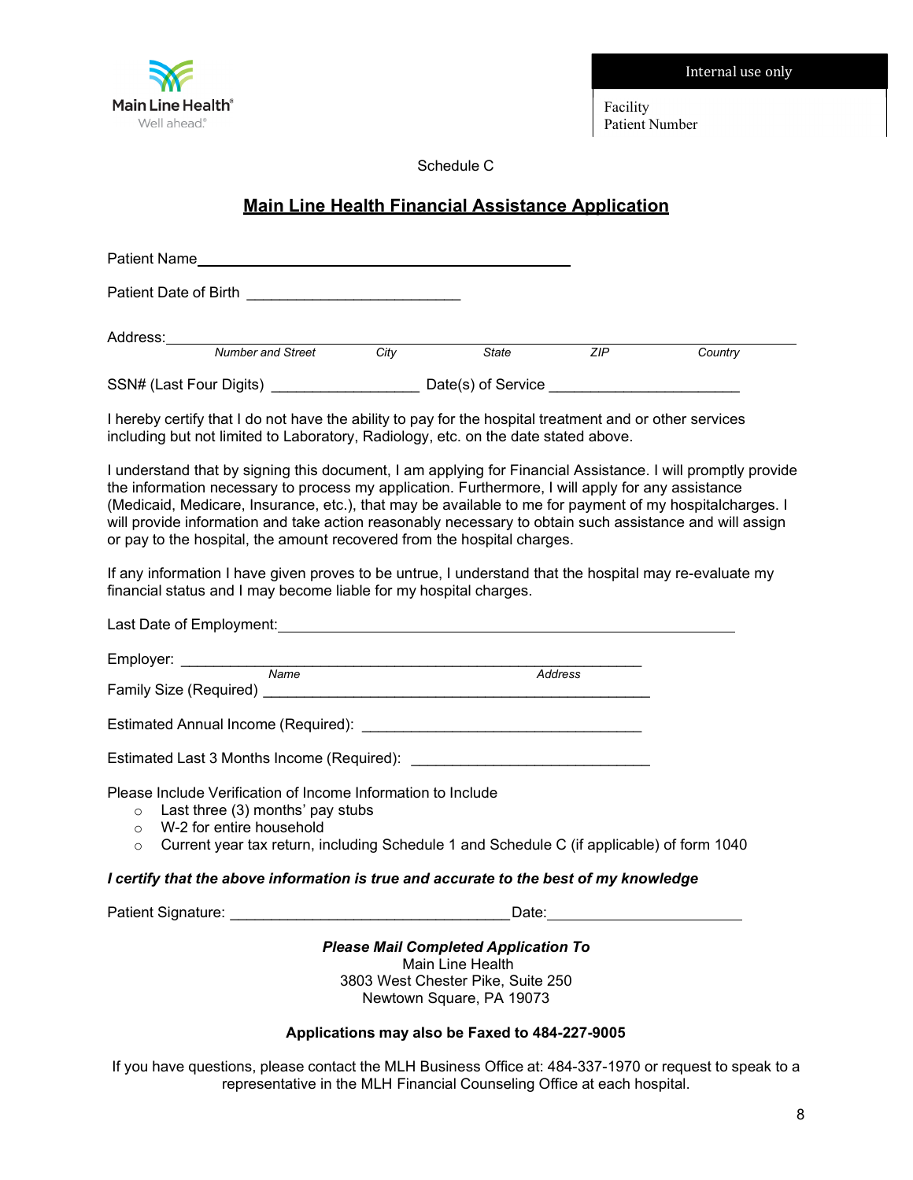Main Line Health
Well ahead.

| Internal use only |
| --- |
| Facility<br>Patient Number |

Schedule C

## Main Line Health Financial Assistance Application

Patient Name_______________________________________________

Patient Date of Birth __________________________

Address:_____________________________________________________________________________
*Number and Street* *City* *State* *ZIP* *Country*

SSN# (Last Four Digits) _________________ Date(s) of Service ______________________

I hereby certify that I do not have the ability to pay for the hospital treatment and or other services including but not limited to Laboratory, Radiology, etc. on the date stated above.

I understand that by signing this document, I am applying for Financial Assistance. I will promptly provide the information necessary to process my application. Furthermore, I will apply for any assistance (Medicaid, Medicare, Insurance, etc.), that may be available to me for payment of my hospitalcharges. I will provide information and take action reasonably necessary to obtain such assistance and will assign or pay to the hospital, the amount recovered from the hospital charges.

If any information I have given proves to be untrue, I understand that the hospital may re-evaluate my financial status and I may become liable for my hospital charges.

Last Date of Employment:_________________________________________________________

Employer: ______________________________________________________________
*Name* *Address*

Family Size (Required) _______________________________________________

Estimated Annual Income (Required): __________________________________

Estimated Last 3 Months Income (Required): _____________________________

Please Include Verification of Income Information to Include

- Last three (3) months' pay stubs
- W-2 for entire household
- Current year tax return, including Schedule 1 and Schedule C (if applicable) of form 1040

***I certify that the above information is true and accurate to the best of my knowledge***

Patient Signature: _________________________________Date:_______________________

***Please Mail Completed Application To***
Main Line Health
3803 West Chester Pike, Suite 250
Newtown Square, PA 19073

**Applications may also be Faxed to 484-227-9005**

If you have questions, please contact the MLH Business Office at: 484-337-1970 or request to speak to a representative in the MLH Financial Counseling Office at each hospital.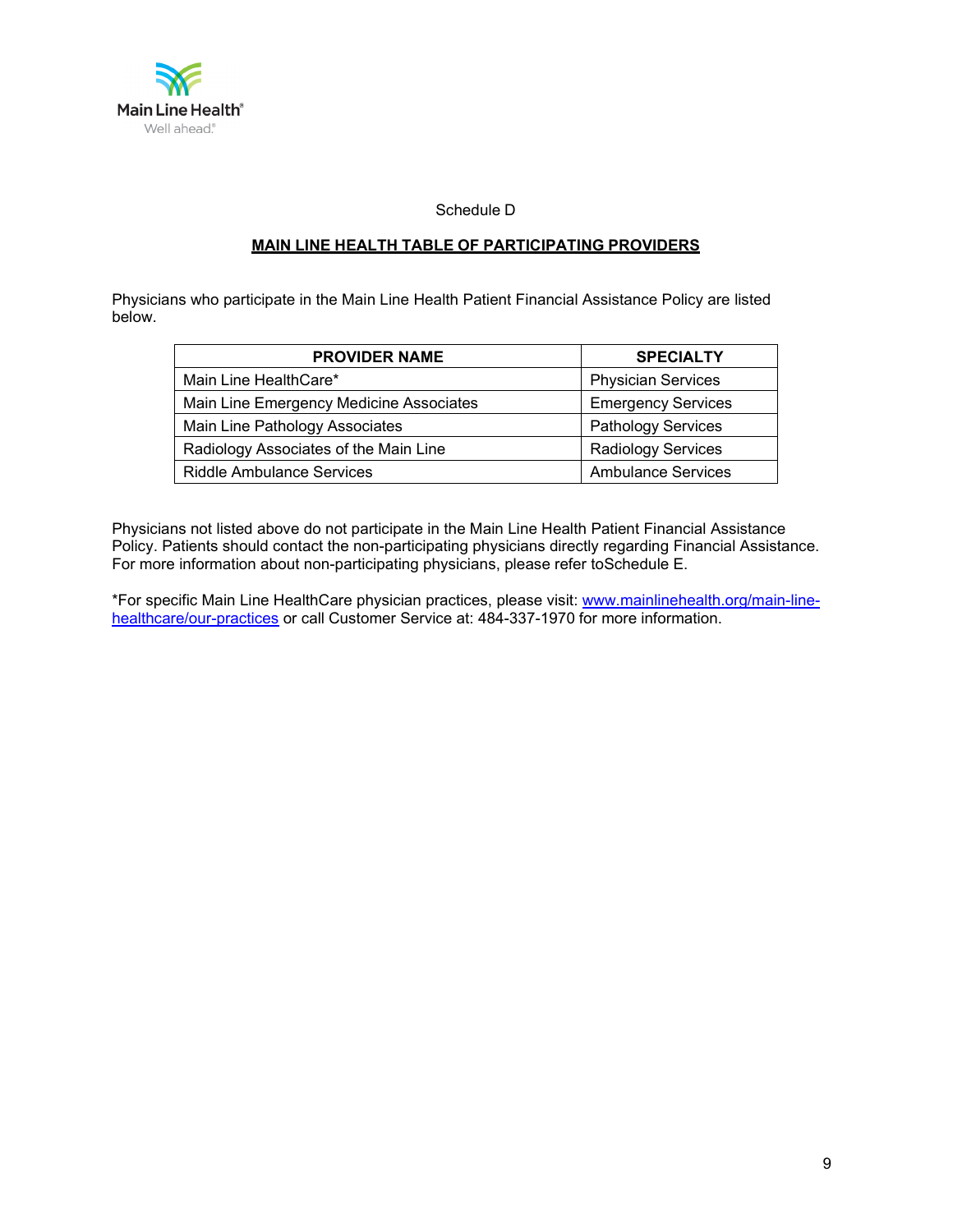Schedule D

## MAIN LINE HEALTH TABLE OF PARTICIPATING PROVIDERS

Physicians who participate in the Main Line Health Patient Financial Assistance Policy are listed below.

| PROVIDER NAME | SPECIALTY |
|---|---|
| Main Line HealthCare* | Physician Services |
| Main Line Emergency Medicine Associates | Emergency Services |
| Main Line Pathology Associates | Pathology Services |
| Radiology Associates of the Main Line | Radiology Services |
| Riddle Ambulance Services | Ambulance Services |

Physicians not listed above do not participate in the Main Line Health Patient Financial Assistance Policy. Patients should contact the non-participating physicians directly regarding Financial Assistance. For more information about non-participating physicians, please refer toSchedule E.

*For specific Main Line HealthCare physician practices, please visit: [www.mainlinehealth.org/main-line-healthcare/our-practices](http://www.mainlinehealth.org/main-line-healthcare/our-practices) or call Customer Service at: 484-337-1970 for more information.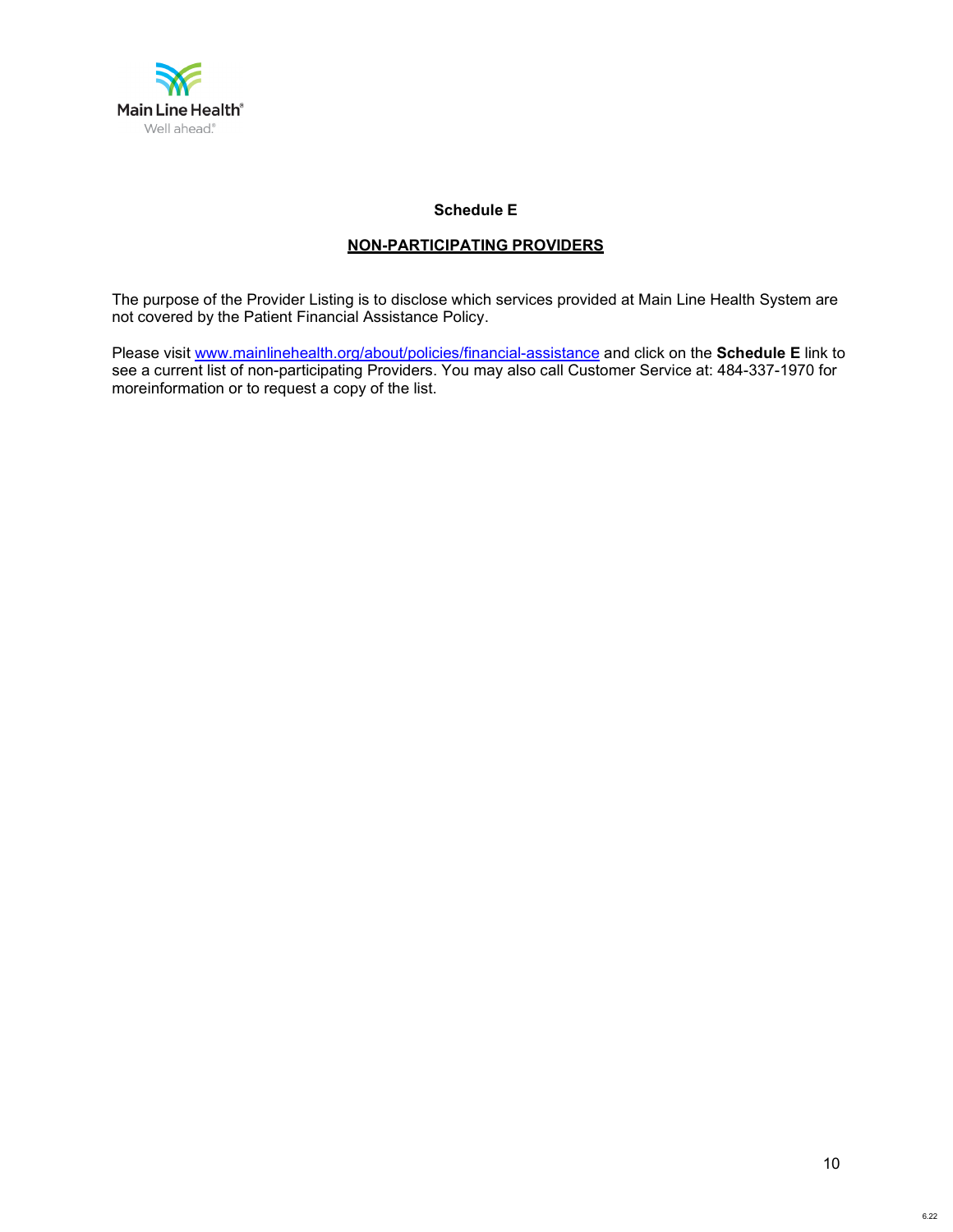## Schedule E

## NON-PARTICIPATING PROVIDERS

The purpose of the Provider Listing is to disclose which services provided at Main Line Health System are not covered by the Patient Financial Assistance Policy.

Please visit [www.mainlinehealth.org/about/policies/financial-assistance](www.mainlinehealth.org/about/policies/financial-assistance) and click on the **Schedule E** link to see a current list of non-participating Providers. You may also call Customer Service at: 484-337-1970 for moreinformation or to request a copy of the list.